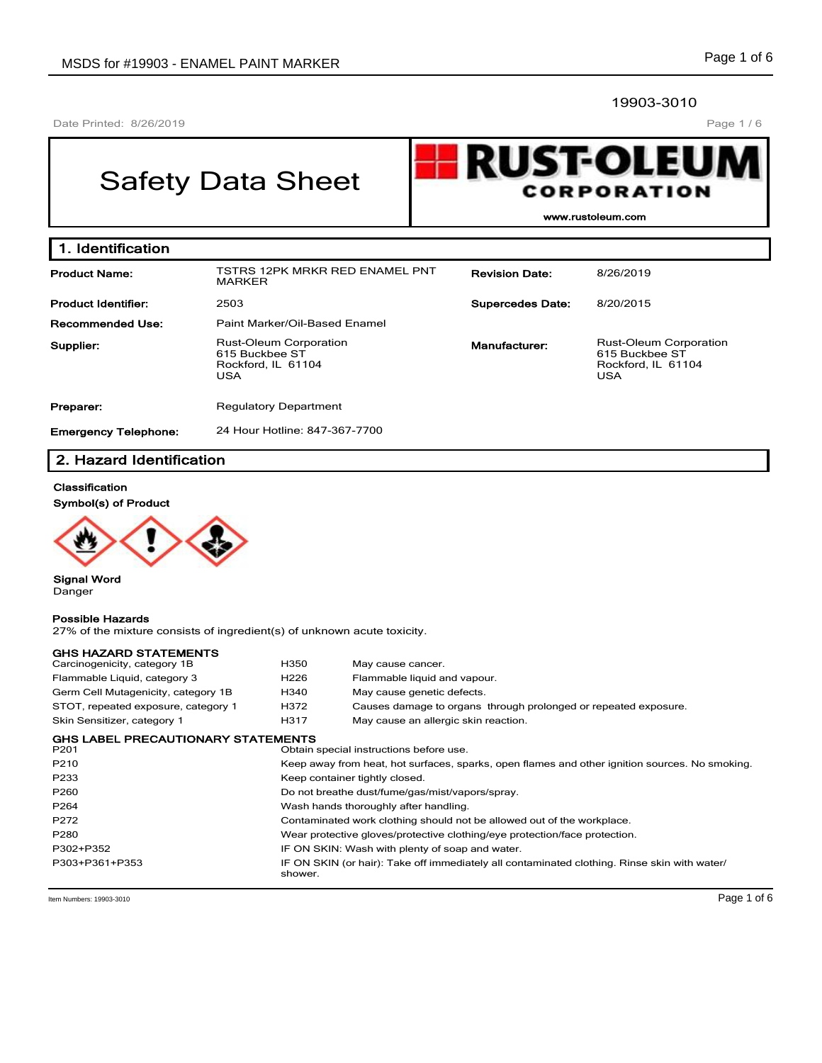19903-3010

Date Printed: 8/26/2019

# Safety Data Sheet

RUST-OLEUM CORPORATION

www.rustoleum.com

## 1. Identification

| | | | |
|---|---|---|---|
| **Product Name:** | TSTRS 12PK MRKR RED ENAMEL PNT MARKER | **Revision Date:** | 8/26/2019 |
| **Product Identifier:** | 2503 | **Supercedes Date:** | 8/20/2015 |
| **Recommended Use:** | Paint Marker/Oil-Based Enamel | | |
| **Supplier:** | Rust-Oleum Corporation<br>615 Buckbee ST<br>Rockford, IL 61104<br>USA | **Manufacturer:** | Rust-Oleum Corporation<br>615 Buckbee ST<br>Rockford, IL 61104<br>USA |
| **Preparer:** | Regulatory Department | | |
| **Emergency Telephone:** | 24 Hour Hotline: 847-367-7700 | | |

## 2. Hazard Identification

**Classification**

**Symbol(s) of Product**

**Signal Word**
Danger

**Possible Hazards**
27% of the mixture consists of ingredient(s) of unknown acute toxicity.

**GHS HAZARD STATEMENTS**

| | | |
|---|---|---|
| Carcinogenicity, category 1B | H350 | May cause cancer. |
| Flammable Liquid, category 3 | H226 | Flammable liquid and vapour. |
| Germ Cell Mutagenicity, category 1B | H340 | May cause genetic defects. |
| STOT, repeated exposure, category 1 | H372 | Causes damage to organs through prolonged or repeated exposure. |
| Skin Sensitizer, category 1 | H317 | May cause an allergic skin reaction. |

**GHS LABEL PRECAUTIONARY STATEMENTS**

| | |
|---|---|
| P201 | Obtain special instructions before use. |
| P210 | Keep away from heat, hot surfaces, sparks, open flames and other ignition sources. No smoking. |
| P233 | Keep container tightly closed. |
| P260 | Do not breathe dust/fume/gas/mist/vapors/spray. |
| P264 | Wash hands thoroughly after handling. |
| P272 | Contaminated work clothing should not be allowed out of the workplace. |
| P280 | Wear protective gloves/protective clothing/eye protection/face protection. |
| P302+P352 | IF ON SKIN: Wash with plenty of soap and water. |
| P303+P361+P353 | IF ON SKIN (or hair): Take off immediately all contaminated clothing. Rinse skin with water/shower. |

Item Numbers: 19903-3010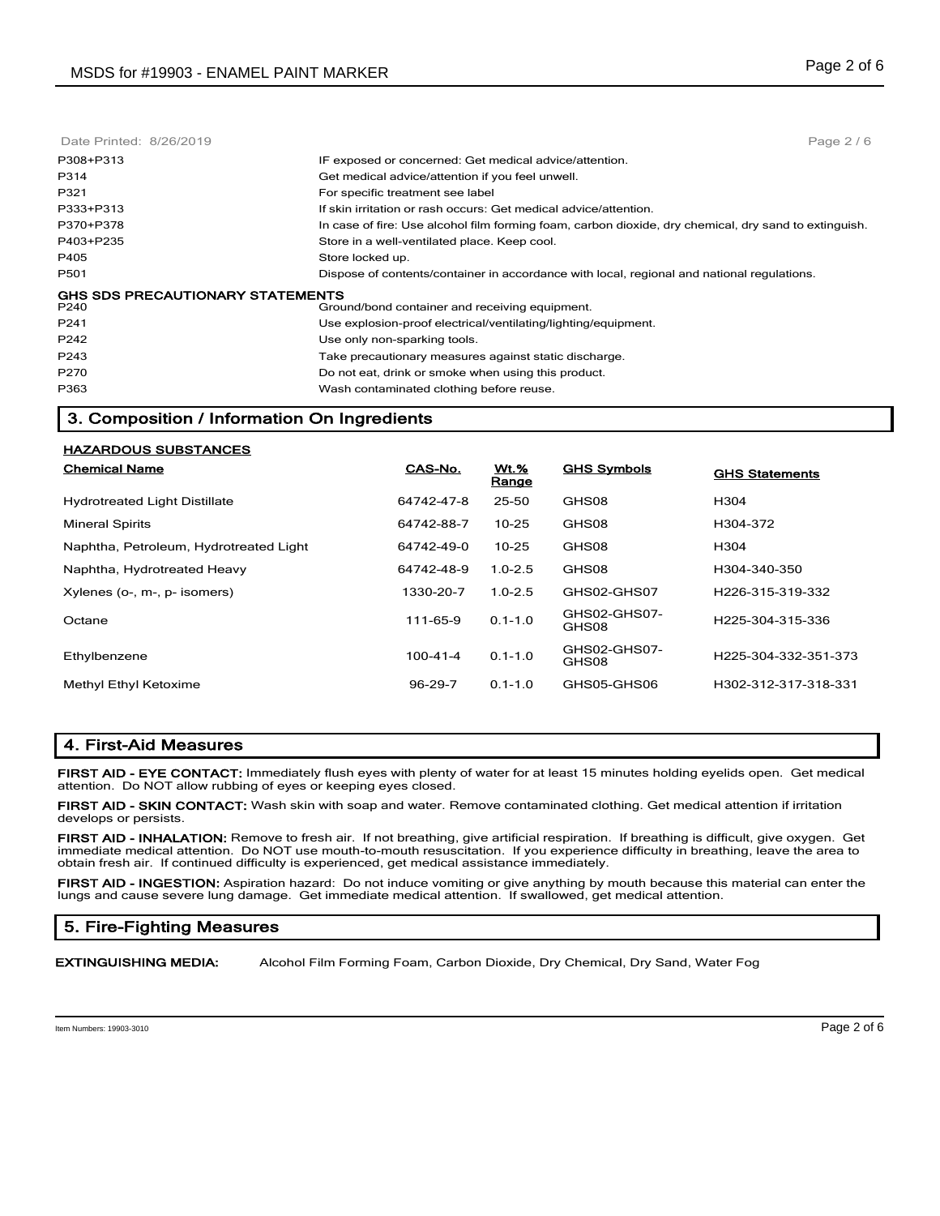Date Printed: 8/26/2019

| | |
|---|---|
| P308+P313 | IF exposed or concerned: Get medical advice/attention. |
| P314 | Get medical advice/attention if you feel unwell. |
| P321 | For specific treatment see label |
| P333+P313 | If skin irritation or rash occurs: Get medical advice/attention. |
| P370+P378 | In case of fire: Use alcohol film forming foam, carbon dioxide, dry chemical, dry sand to extinguish. |
| P403+P235 | Store in a well-ventilated place. Keep cool. |
| P405 | Store locked up. |
| P501 | Dispose of contents/container in accordance with local, regional and national regulations. |

**GHS SDS PRECAUTIONARY STATEMENTS**

| | |
|---|---|
| P240 | Ground/bond container and receiving equipment. |
| P241 | Use explosion-proof electrical/ventilating/lighting/equipment. |
| P242 | Use only non-sparking tools. |
| P243 | Take precautionary measures against static discharge. |
| P270 | Do not eat, drink or smoke when using this product. |
| P363 | Wash contaminated clothing before reuse. |

## 3. Composition / Information On Ingredients

**HAZARDOUS SUBSTANCES**

| Chemical Name | CAS-No. | Wt.% Range | GHS Symbols | GHS Statements |
|---|---|---|---|---|
| Hydrotreated Light Distillate | 64742-47-8 | 25-50 | GHS08 | H304 |
| Mineral Spirits | 64742-88-7 | 10-25 | GHS08 | H304-372 |
| Naphtha, Petroleum, Hydrotreated Light | 64742-49-0 | 10-25 | GHS08 | H304 |
| Naphtha, Hydrotreated Heavy | 64742-48-9 | 1.0-2.5 | GHS08 | H304-340-350 |
| Xylenes (o-, m-, p- isomers) | 1330-20-7 | 1.0-2.5 | GHS02-GHS07 | H226-315-319-332 |
| Octane | 111-65-9 | 0.1-1.0 | GHS02-GHS07-GHS08 | H225-304-315-336 |
| Ethylbenzene | 100-41-4 | 0.1-1.0 | GHS02-GHS07-GHS08 | H225-304-332-351-373 |
| Methyl Ethyl Ketoxime | 96-29-7 | 0.1-1.0 | GHS05-GHS06 | H302-312-317-318-331 |

## 4. First-Aid Measures

**FIRST AID - EYE CONTACT:** Immediately flush eyes with plenty of water for at least 15 minutes holding eyelids open. Get medical attention. Do NOT allow rubbing of eyes or keeping eyes closed.

**FIRST AID - SKIN CONTACT:** Wash skin with soap and water. Remove contaminated clothing. Get medical attention if irritation develops or persists.

**FIRST AID - INHALATION:** Remove to fresh air. If not breathing, give artificial respiration. If breathing is difficult, give oxygen. Get immediate medical attention. Do NOT use mouth-to-mouth resuscitation. If you experience difficulty in breathing, leave the area to obtain fresh air. If continued difficulty is experienced, get medical assistance immediately.

**FIRST AID - INGESTION:** Aspiration hazard: Do not induce vomiting or give anything by mouth because this material can enter the lungs and cause severe lung damage. Get immediate medical attention. If swallowed, get medical attention.

## 5. Fire-Fighting Measures

**EXTINGUISHING MEDIA:** Alcohol Film Forming Foam, Carbon Dioxide, Dry Chemical, Dry Sand, Water Fog

Item Numbers: 19903-3010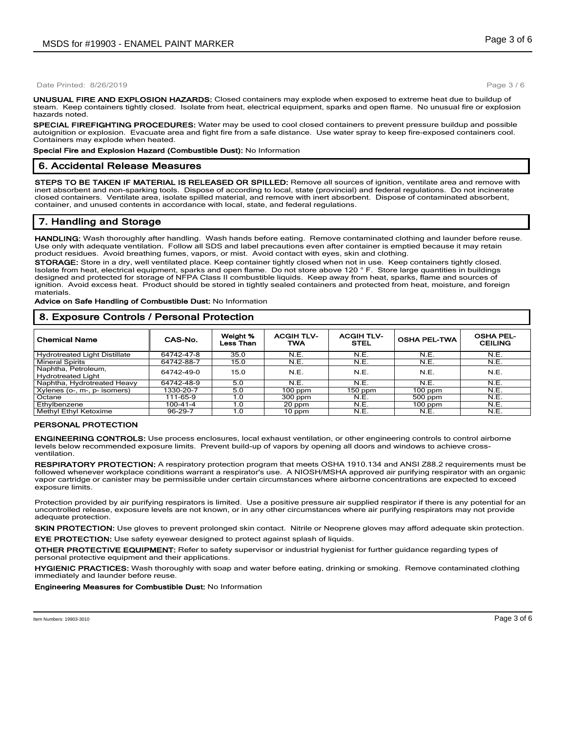**UNUSUAL FIRE AND EXPLOSION HAZARDS:** Closed containers may explode when exposed to extreme heat due to buildup of steam. Keep containers tightly closed. Isolate from heat, electrical equipment, sparks and open flame. No unusual fire or explosion hazards noted.

**SPECIAL FIREFIGHTING PROCEDURES:** Water may be used to cool closed containers to prevent pressure buildup and possible autoignition or explosion. Evacuate area and fight fire from a safe distance. Use water spray to keep fire-exposed containers cool. Containers may explode when heated.

**Special Fire and Explosion Hazard (Combustible Dust):** No Information

## 6. Accidental Release Measures

**STEPS TO BE TAKEN IF MATERIAL IS RELEASED OR SPILLED:** Remove all sources of ignition, ventilate area and remove with inert absorbent and non-sparking tools. Dispose of according to local, state (provincial) and federal regulations. Do not incinerate closed containers. Ventilate area, isolate spilled material, and remove with inert absorbent. Dispose of contaminated absorbent, container, and unused contents in accordance with local, state, and federal regulations.

## 7. Handling and Storage

**HANDLING:** Wash thoroughly after handling. Wash hands before eating. Remove contaminated clothing and launder before reuse. Use only with adequate ventilation. Follow all SDS and label precautions even after container is emptied because it may retain product residues. Avoid breathing fumes, vapors, or mist. Avoid contact with eyes, skin and clothing.

**STORAGE:** Store in a dry, well ventilated place. Keep container tightly closed when not in use. Keep containers tightly closed. Isolate from heat, electrical equipment, sparks and open flame. Do not store above 120 ° F. Store large quantities in buildings designed and protected for storage of NFPA Class II combustible liquids. Keep away from heat, sparks, flame and sources of ignition. Avoid excess heat. Product should be stored in tightly sealed containers and protected from heat, moisture, and foreign materials.

**Advice on Safe Handling of Combustible Dust:** No Information

## 8. Exposure Controls / Personal Protection

| Chemical Name | CAS-No. | Weight % Less Than | ACGIH TLV-TWA | ACGIH TLV-STEL | OSHA PEL-TWA | OSHA PEL-CEILING |
|---|---|---|---|---|---|---|
| Hydrotreated Light Distillate | 64742-47-8 | 35.0 | N.E. | N.E. | N.E. | N.E. |
| Mineral Spirits | 64742-88-7 | 15.0 | N.E. | N.E. | N.E. | N.E. |
| Naphtha, Petroleum, Hydrotreated Light | 64742-49-0 | 15.0 | N.E. | N.E. | N.E. | N.E. |
| Naphtha, Hydrotreated Heavy | 64742-48-9 | 5.0 | N.E. | N.E. | N.E. | N.E. |
| Xylenes (o-, m-, p- isomers) | 1330-20-7 | 5.0 | 100 ppm | 150 ppm | 100 ppm | N.E. |
| Octane | 111-65-9 | 1.0 | 300 ppm | N.E. | 500 ppm | N.E. |
| Ethylbenzene | 100-41-4 | 1.0 | 20 ppm | N.E. | 100 ppm | N.E. |
| Methyl Ethyl Ketoxime | 96-29-7 | 1.0 | 10 ppm | N.E. | N.E. | N.E. |

### PERSONAL PROTECTION

**ENGINEERING CONTROLS:** Use process enclosures, local exhaust ventilation, or other engineering controls to control airborne levels below recommended exposure limits. Prevent build-up of vapors by opening all doors and windows to achieve cross-ventilation.

**RESPIRATORY PROTECTION:** A respiratory protection program that meets OSHA 1910.134 and ANSI Z88.2 requirements must be followed whenever workplace conditions warrant a respirator's use. A NIOSH/MSHA approved air purifying respirator with an organic vapor cartridge or canister may be permissible under certain circumstances where airborne concentrations are expected to exceed exposure limits.

Protection provided by air purifying respirators is limited. Use a positive pressure air supplied respirator if there is any potential for an uncontrolled release, exposure levels are not known, or in any other circumstances where air purifying respirators may not provide adequate protection.

**SKIN PROTECTION:** Use gloves to prevent prolonged skin contact. Nitrile or Neoprene gloves may afford adequate skin protection.

**EYE PROTECTION:** Use safety eyewear designed to protect against splash of liquids.

**OTHER PROTECTIVE EQUIPMENT:** Refer to safety supervisor or industrial hygienist for further guidance regarding types of personal protective equipment and their applications.

**HYGIENIC PRACTICES:** Wash thoroughly with soap and water before eating, drinking or smoking. Remove contaminated clothing immediately and launder before reuse.

**Engineering Measures for Combustible Dust:** No Information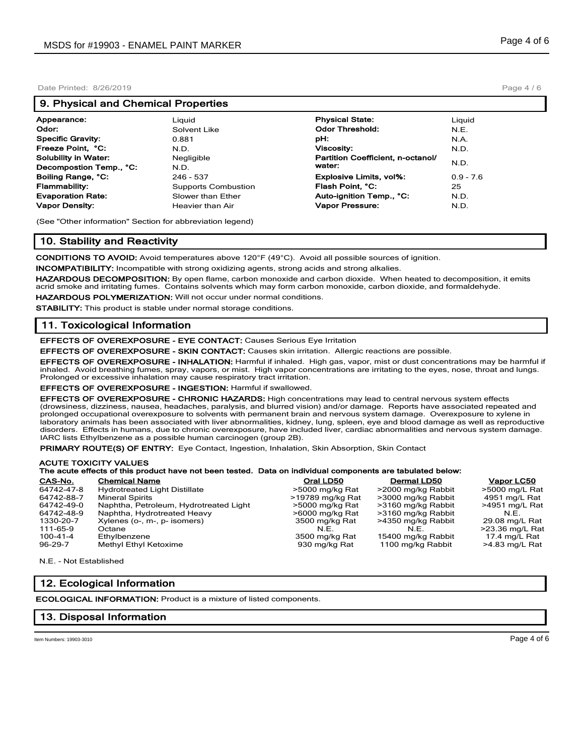## 9. Physical and Chemical Properties

| | | | |
|---|---|---|---|
| **Appearance:** | Liquid | **Physical State:** | Liquid |
| **Odor:** | Solvent Like | **Odor Threshold:** | N.E. |
| **Specific Gravity:** | 0.881 | **pH:** | N.A. |
| **Freeze Point, °C:** | N.D. | **Viscosity:** | N.D. |
| **Solubility in Water:** | Negligible | **Partition Coefficient, n-octanol/ water:** | N.D. |
| **Decompostion Temp., °C:** | N.D. | | |
| **Boiling Range, °C:** | 246 - 537 | **Explosive Limits, vol%:** | 0.9 - 7.6 |
| **Flammability:** | Supports Combustion | **Flash Point, °C:** | 25 |
| **Evaporation Rate:** | Slower than Ether | **Auto-ignition Temp., °C:** | N.D. |
| **Vapor Density:** | Heavier than Air | **Vapor Pressure:** | N.D. |

(See "Other information" Section for abbreviation legend)

## 10. Stability and Reactivity

**CONDITIONS TO AVOID:** Avoid temperatures above 120°F (49°C). Avoid all possible sources of ignition.

**INCOMPATIBILITY:** Incompatible with strong oxidizing agents, strong acids and strong alkalies.

**HAZARDOUS DECOMPOSITION:** By open flame, carbon monoxide and carbon dioxide. When heated to decomposition, it emits acrid smoke and irritating fumes. Contains solvents which may form carbon monoxide, carbon dioxide, and formaldehyde.

**HAZARDOUS POLYMERIZATION:** Will not occur under normal conditions.

**STABILITY:** This product is stable under normal storage conditions.

## 11. Toxicological Information

**EFFECTS OF OVEREXPOSURE - EYE CONTACT:** Causes Serious Eye Irritation

**EFFECTS OF OVEREXPOSURE - SKIN CONTACT:** Causes skin irritation. Allergic reactions are possible.

**EFFECTS OF OVEREXPOSURE - INHALATION:** Harmful if inhaled. High gas, vapor, mist or dust concentrations may be harmful if inhaled. Avoid breathing fumes, spray, vapors, or mist. High vapor concentrations are irritating to the eyes, nose, throat and lungs. Prolonged or excessive inhalation may cause respiratory tract irritation.

**EFFECTS OF OVEREXPOSURE - INGESTION:** Harmful if swallowed.

**EFFECTS OF OVEREXPOSURE - CHRONIC HAZARDS:** High concentrations may lead to central nervous system effects (drowsiness, dizziness, nausea, headaches, paralysis, and blurred vision) and/or damage. Reports have associated repeated and prolonged occupational overexposure to solvents with permanent brain and nervous system damage. Overexposure to xylene in laboratory animals has been associated with liver abnormalities, kidney, lung, spleen, eye and blood damage as well as reproductive disorders. Effects in humans, due to chronic overexposure, have included liver, cardiac abnormalities and nervous system damage. IARC lists Ethylbenzene as a possible human carcinogen (group 2B).

**PRIMARY ROUTE(S) OF ENTRY:** Eye Contact, Ingestion, Inhalation, Skin Absorption, Skin Contact

**ACUTE TOXICITY VALUES**

**The acute effects of this product have not been tested. Data on individual components are tabulated below:**

| CAS-No. | Chemical Name | Oral LD50 | Dermal LD50 | Vapor LC50 |
|---|---|---|---|---|
| 64742-47-8 | Hydrotreated Light Distillate | >5000 mg/kg Rat | >2000 mg/kg Rabbit | >5000 mg/L Rat |
| 64742-88-7 | Mineral Spirits | >19789 mg/kg Rat | >3000 mg/kg Rabbit | 4951 mg/L Rat |
| 64742-49-0 | Naphtha, Petroleum, Hydrotreated Light | >5000 mg/kg Rat | >3160 mg/kg Rabbit | >4951 mg/L Rat |
| 64742-48-9 | Naphtha, Hydrotreated Heavy | >6000 mg/kg Rat | >3160 mg/kg Rabbit | N.E. |
| 1330-20-7 | Xylenes (o-, m-, p- isomers) | 3500 mg/kg Rat | >4350 mg/kg Rabbit | 29.08 mg/L Rat |
| 111-65-9 | Octane | N.E. | N.E. | >23.36 mg/L Rat |
| 100-41-4 | Ethylbenzene | 3500 mg/kg Rat | 15400 mg/kg Rabbit | 17.4 mg/L Rat |
| 96-29-7 | Methyl Ethyl Ketoxime | 930 mg/kg Rat | 1100 mg/kg Rabbit | >4.83 mg/L Rat |

N.E. - Not Established

## 12. Ecological Information

**ECOLOGICAL INFORMATION:** Product is a mixture of listed components.

## 13. Disposal Information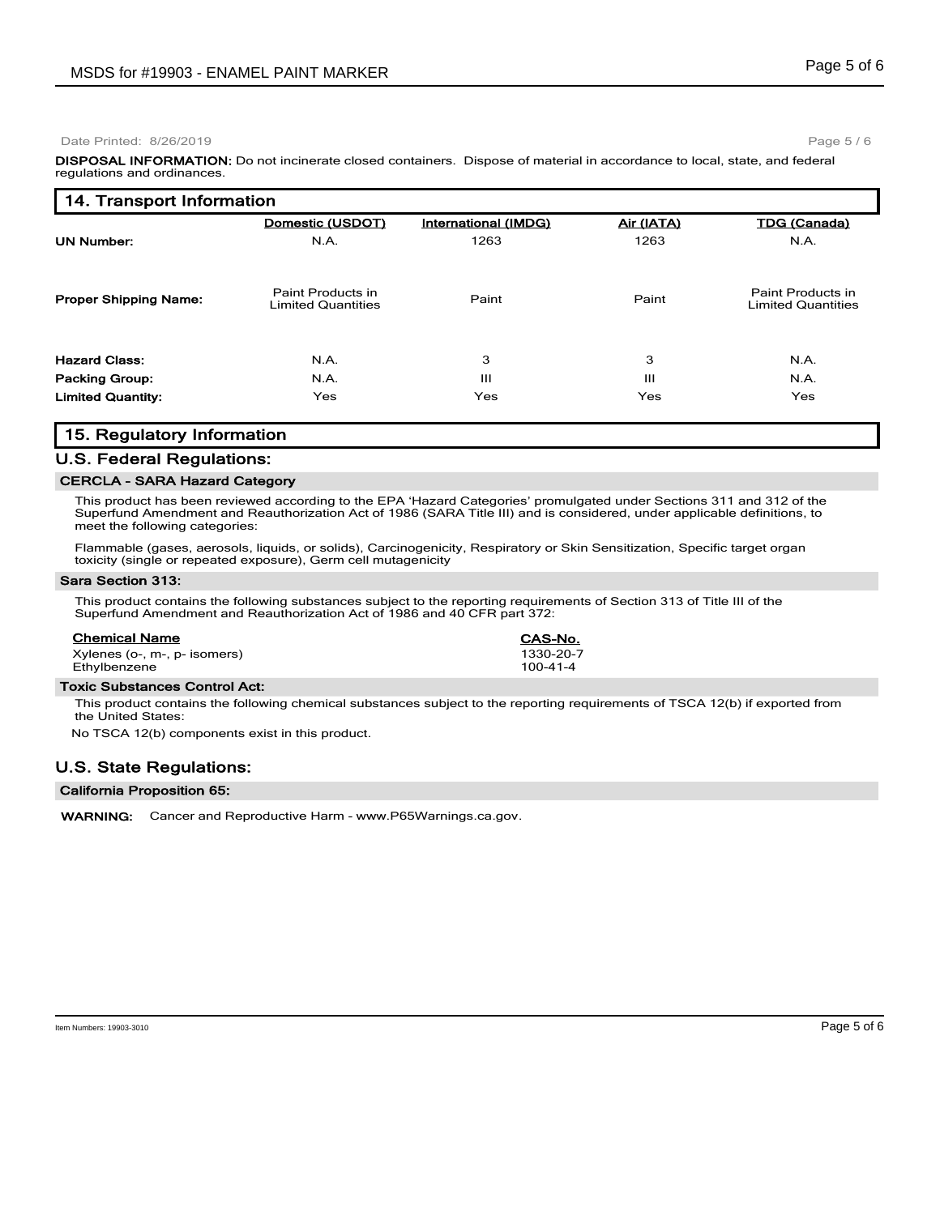**DISPOSAL INFORMATION:** Do not incinerate closed containers. Dispose of material in accordance to local, state, and federal regulations and ordinances.

## 14. Transport Information

| | Domestic (USDOT) | International (IMDG) | Air (IATA) | TDG (Canada) |
|---|---|---|---|---|
| **UN Number:** | N.A. | 1263 | 1263 | N.A. |
| **Proper Shipping Name:** | Paint Products in Limited Quantities | Paint | Paint | Paint Products in Limited Quantities |
| **Hazard Class:** | N.A. | 3 | 3 | N.A. |
| **Packing Group:** | N.A. | III | III | N.A. |
| **Limited Quantity:** | Yes | Yes | Yes | Yes |

## 15. Regulatory Information

### U.S. Federal Regulations:

**CERCLA - SARA Hazard Category**

This product has been reviewed according to the EPA 'Hazard Categories' promulgated under Sections 311 and 312 of the Superfund Amendment and Reauthorization Act of 1986 (SARA Title III) and is considered, under applicable definitions, to meet the following categories:

Flammable (gases, aerosols, liquids, or solids), Carcinogenicity, Respiratory or Skin Sensitization, Specific target organ toxicity (single or repeated exposure), Germ cell mutagenicity

**Sara Section 313:**

This product contains the following substances subject to the reporting requirements of Section 313 of Title III of the Superfund Amendment and Reauthorization Act of 1986 and 40 CFR part 372:

| Chemical Name | CAS-No. |
|---|---|
| Xylenes (o-, m-, p- isomers) | 1330-20-7 |
| Ethylbenzene | 100-41-4 |

**Toxic Substances Control Act:**

This product contains the following chemical substances subject to the reporting requirements of TSCA 12(b) if exported from the United States:

No TSCA 12(b) components exist in this product.

### U.S. State Regulations:

**California Proposition 65:**

**WARNING:** Cancer and Reproductive Harm - www.P65Warnings.ca.gov.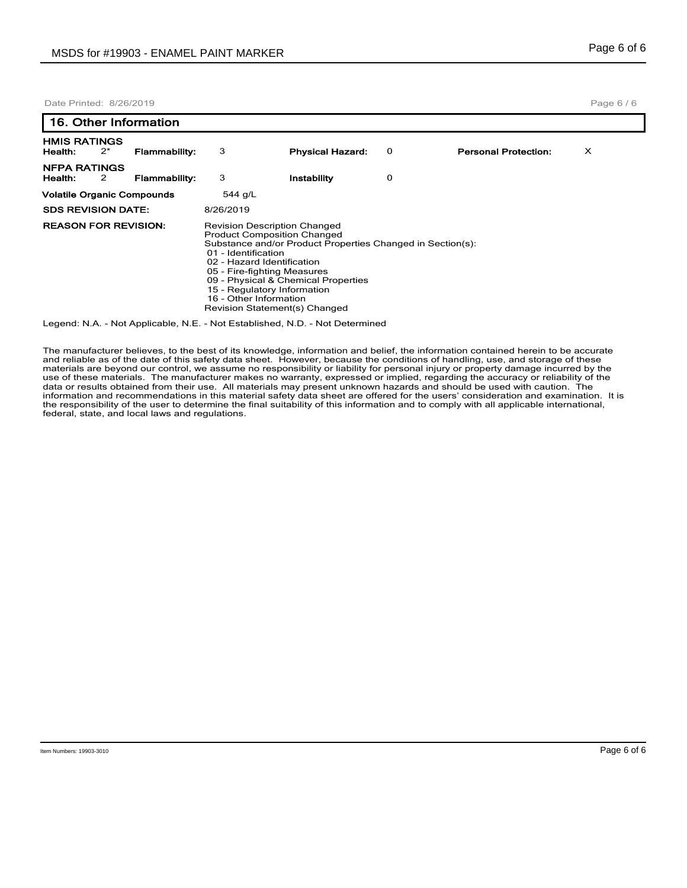Date Printed: 8/26/2019

## 16. Other Information

**HMIS RATINGS**

| | | | | | | | |
|---|---|---|---|---|---|---|---|
| **Health:** | 2* | **Flammability:** | 3 | **Physical Hazard:** | 0 | **Personal Protection:** | X |

**NFPA RATINGS**

| | | | | | |
|---|---|---|---|---|---|
| **Health:** | 2 | **Flammability:** | 3 | **Instability** | 0 |

**Volatile Organic Compounds** 544 g/L

**SDS REVISION DATE:** 8/26/2019

**REASON FOR REVISION:**

Revision Description Changed
Product Composition Changed
Substance and/or Product Properties Changed in Section(s):
- 01 - Identification
- 02 - Hazard Identification
- 05 - Fire-fighting Measures
- 09 - Physical & Chemical Properties
- 15 - Regulatory Information
- 16 - Other Information

Revision Statement(s) Changed

Legend: N.A. - Not Applicable, N.E. - Not Established, N.D. - Not Determined

The manufacturer believes, to the best of its knowledge, information and belief, the information contained herein to be accurate and reliable as of the date of this safety data sheet. However, because the conditions of handling, use, and storage of these materials are beyond our control, we assume no responsibility or liability for personal injury or property damage incurred by the use of these materials. The manufacturer makes no warranty, expressed or implied, regarding the accuracy or reliability of the data or results obtained from their use. All materials may present unknown hazards and should be used with caution. The information and recommendations in this material safety data sheet are offered for the users' consideration and examination. It is the responsibility of the user to determine the final suitability of this information and to comply with all applicable international, federal, state, and local laws and regulations.

Item Numbers: 19903-3010